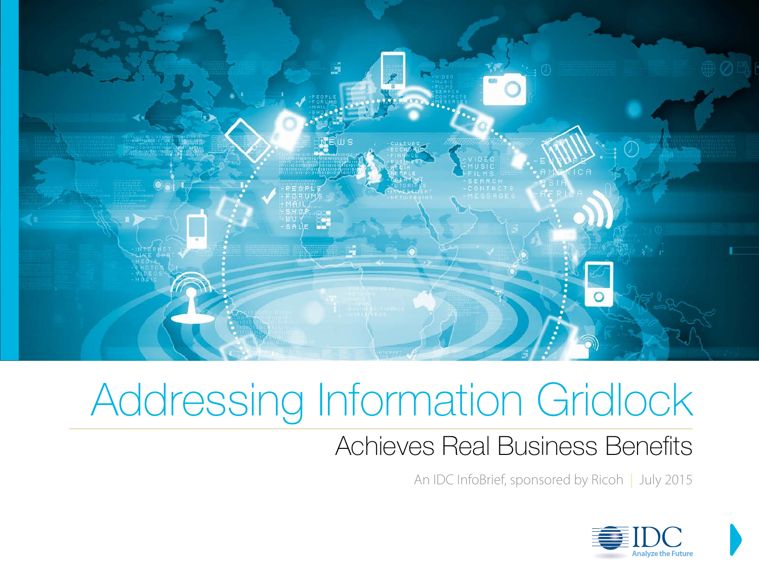# Addressing Information Gridlock

## Achieves Real Business Benefits

An IDC InfoBrief, sponsored by Ricoh | July 2015

IDC
Analyze the Future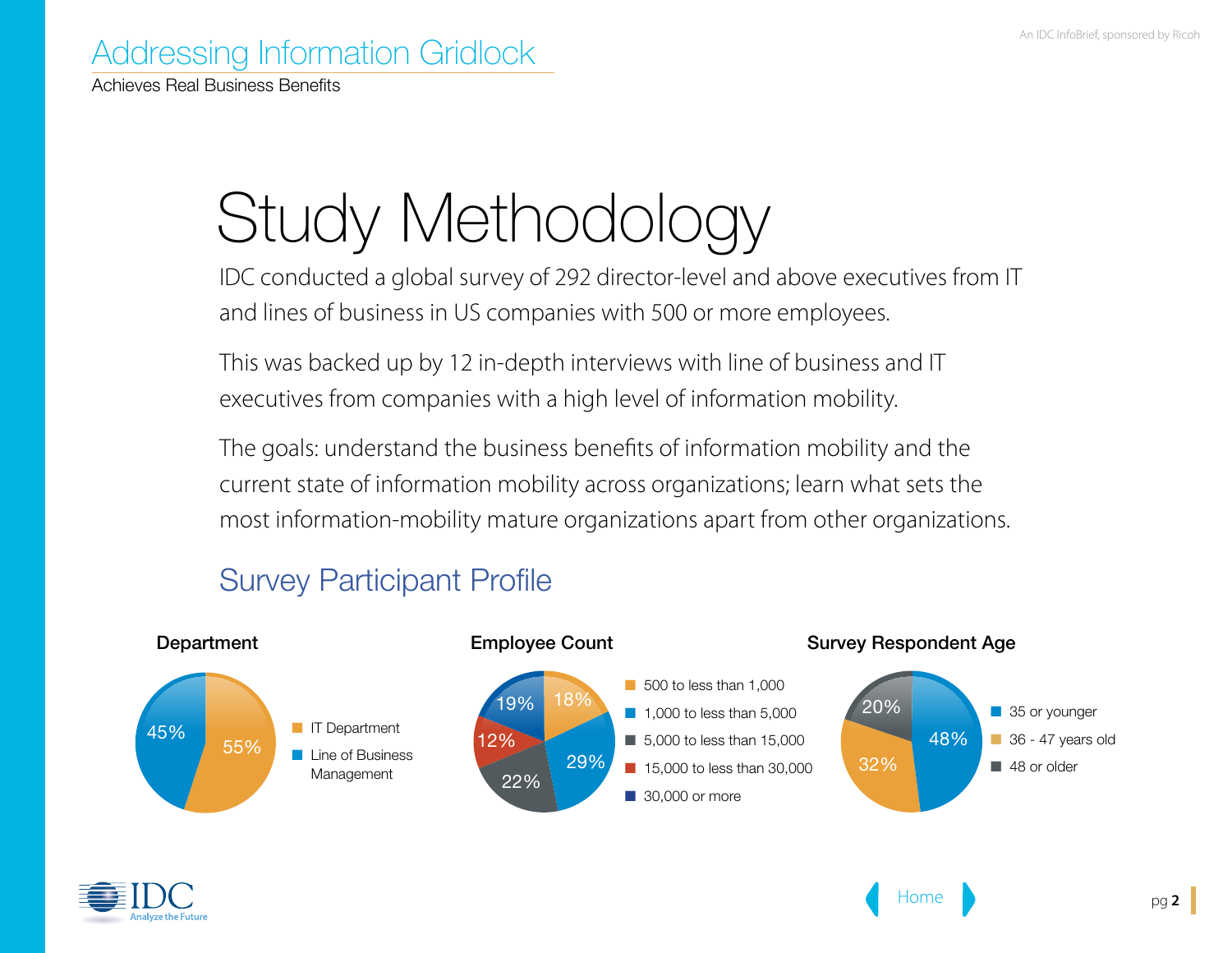# Study Methodology

IDC conducted a global survey of 292 director-level and above executives from IT and lines of business in US companies with 500 or more employees.

This was backed up by 12 in-depth interviews with line of business and IT executives from companies with a high level of information mobility.

The goals: understand the business benefits of information mobility and the current state of information mobility across organizations; learn what sets the most information-mobility mature organizations apart from other organizations.

## Survey Participant Profile

**Department**

| Department | Share |
|---|---|
| IT Department | 55% |
| Line of Business Management | 45% |

**Employee Count**

| Employee Count | Share |
|---|---|
| 500 to less than 1,000 | 18% |
| 1,000 to less than 5,000 | 29% |
| 5,000 to less than 15,000 | 22% |
| 15,000 to less than 30,000 | 12% |
| 30,000 or more | 19% |

**Survey Respondent Age**

| Age | Share |
|---|---|
| 35 or younger | 48% |
| 36 - 47 years old | 32% |
| 48 or older | 20% |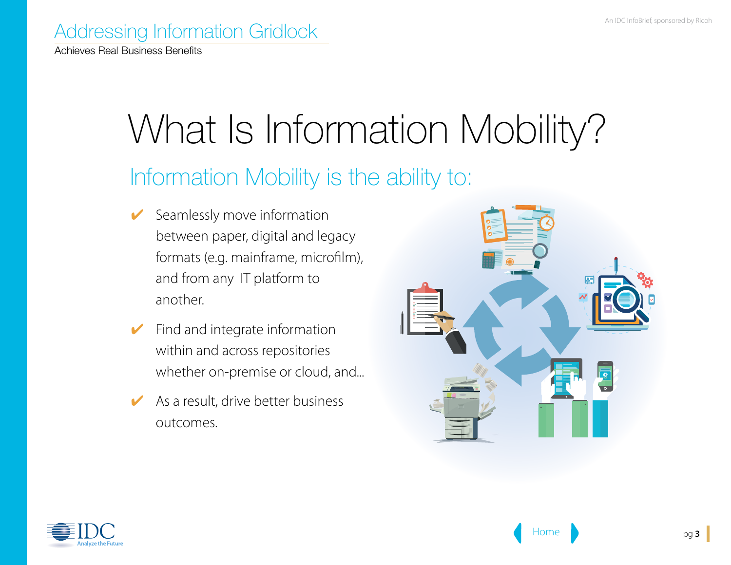# What Is Information Mobility?

## Information Mobility is the ability to:

- ✔ Seamlessly move information between paper, digital and legacy formats (e.g. mainframe, microfilm), and from any IT platform to another.
- ✔ Find and integrate information within and across repositories whether on-premise or cloud, and...
- ✔ As a result, drive better business outcomes.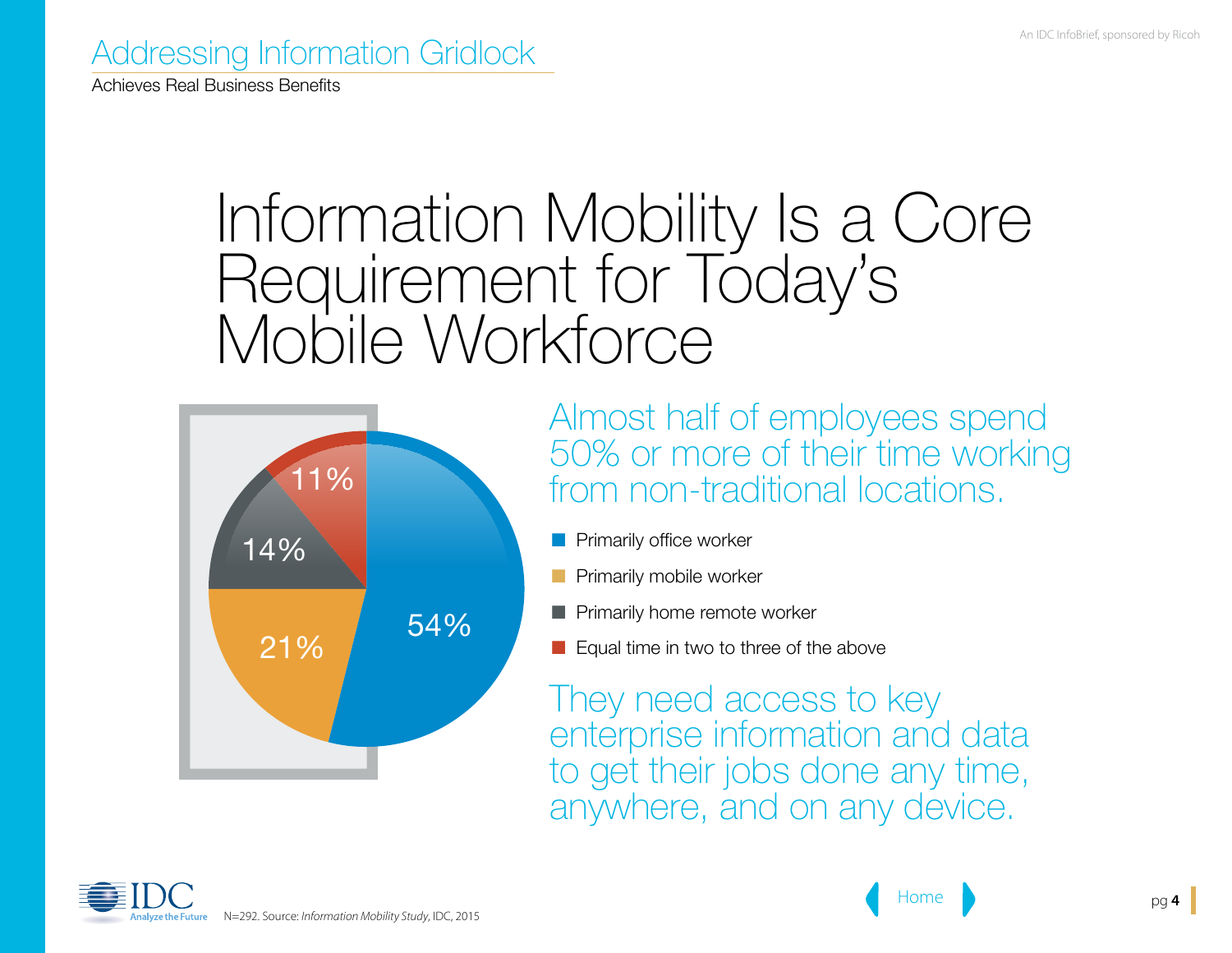# Information Mobility Is a Core Requirement for Today's Mobile Workforce

| Category | Percentage |
|---|---|
| Primarily office worker | 54% |
| Primarily mobile worker | 21% |
| Primarily home remote worker | 14% |
| Equal time in two to three of the above | 11% |

## Almost half of employees spend 50% or more of their time working from non-traditional locations.

## They need access to key enterprise information and data to get their jobs done any time, anywhere, and on any device.

N=292. Source: *Information Mobility Study*, IDC, 2015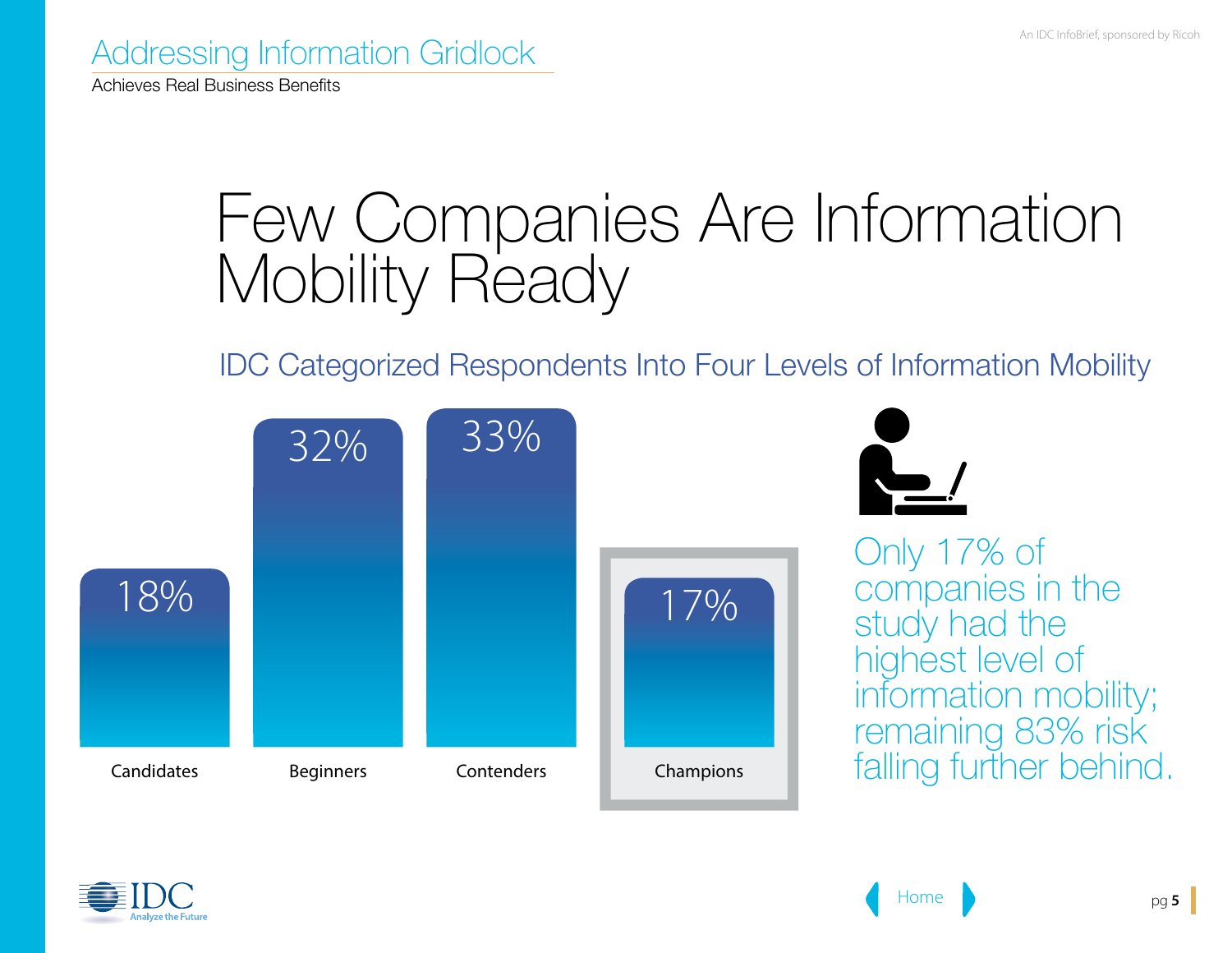# Few Companies Are Information Mobility Ready

## IDC Categorized Respondents Into Four Levels of Information Mobility

| Candidates | Beginners | Contenders | Champions |
|---|---|---|---|
| 18% | 32% | 33% | 17% |

Only 17% of companies in the study had the highest level of information mobility; remaining 83% risk falling further behind.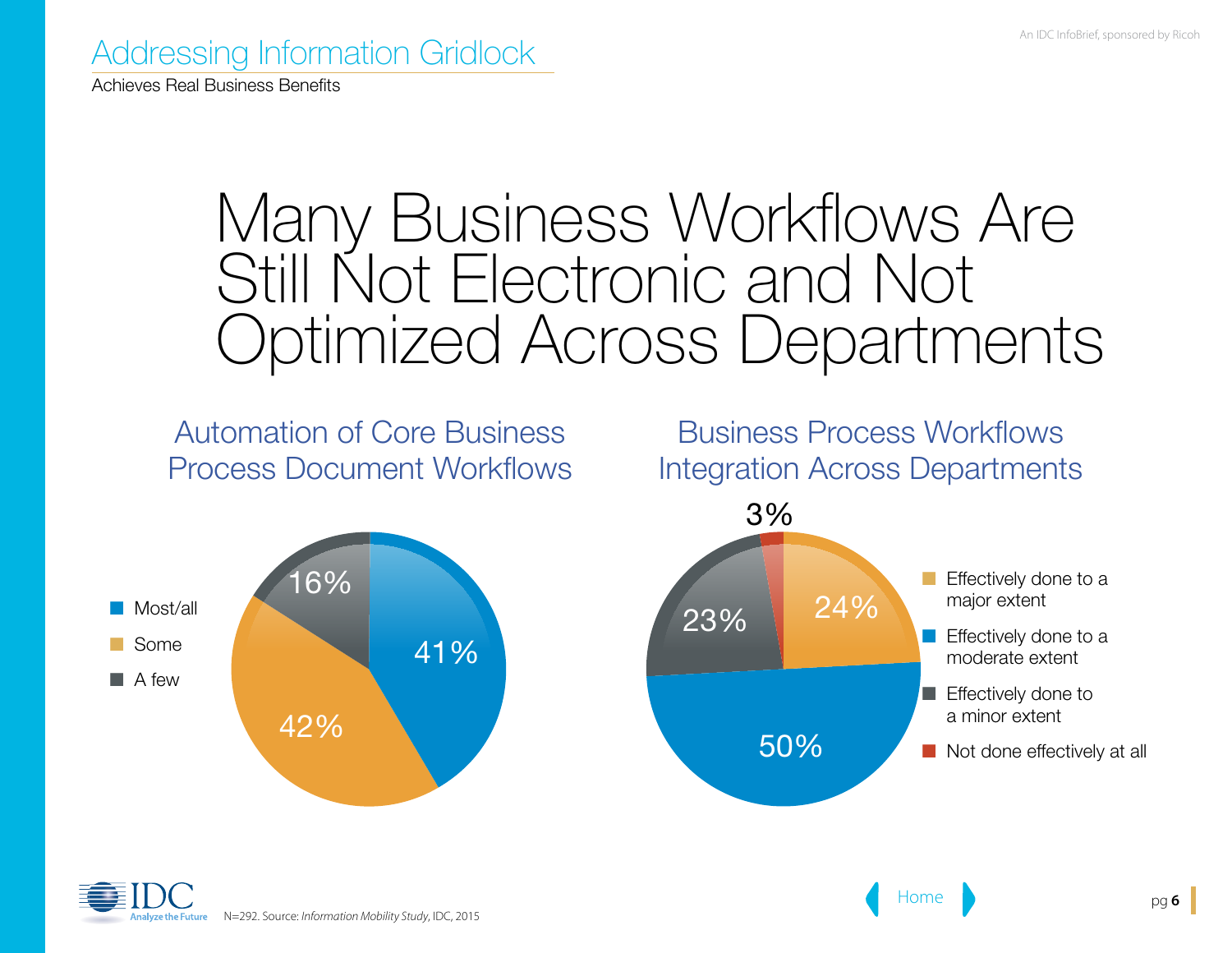# Many Business Workflows Are Still Not Electronic and Not Optimized Across Departments

## Automation of Core Business Process Document Workflows

| Response | Share |
| --- | --- |
| Most/all | 41% |
| Some | 42% |
| A few | 16% |

## Business Process Workflows Integration Across Departments

| Response | Share |
| --- | --- |
| Effectively done to a major extent | 24% |
| Effectively done to a moderate extent | 50% |
| Effectively done to a minor extent | 23% |
| Not done effectively at all | 3% |

N=292. Source: *Information Mobility Study*, IDC, 2015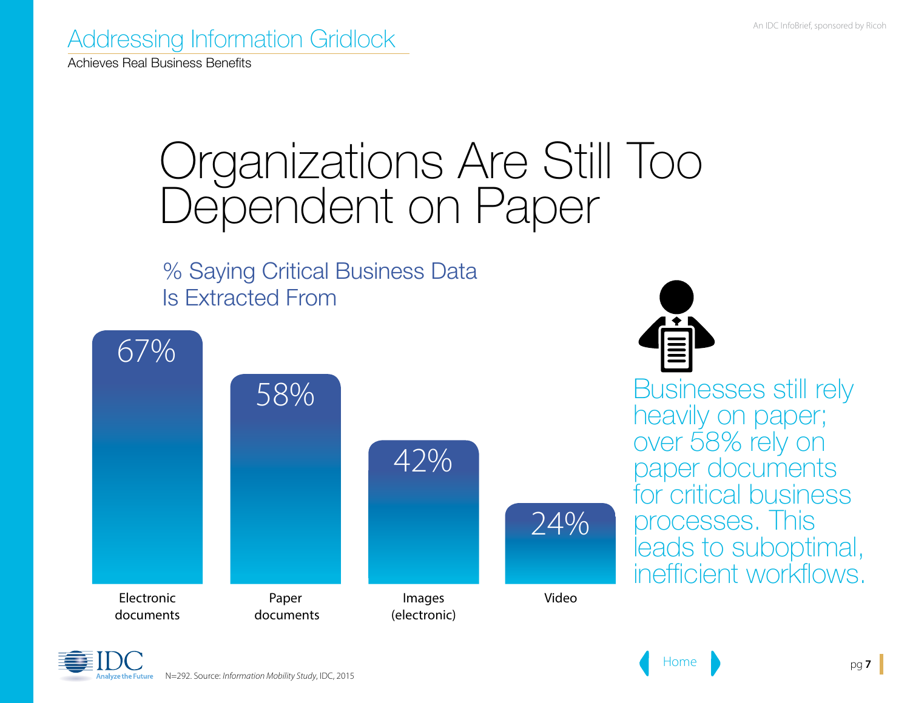# Organizations Are Still Too Dependent on Paper

## % Saying Critical Business Data Is Extracted From

| Source | % |
|---|---|
| Electronic documents | 67% |
| Paper documents | 58% |
| Images (electronic) | 42% |
| Video | 24% |

Businesses still rely heavily on paper; over 58% rely on paper documents for critical business processes. This leads to suboptimal, inefficient workflows.

N=292. Source: *Information Mobility Study*, IDC, 2015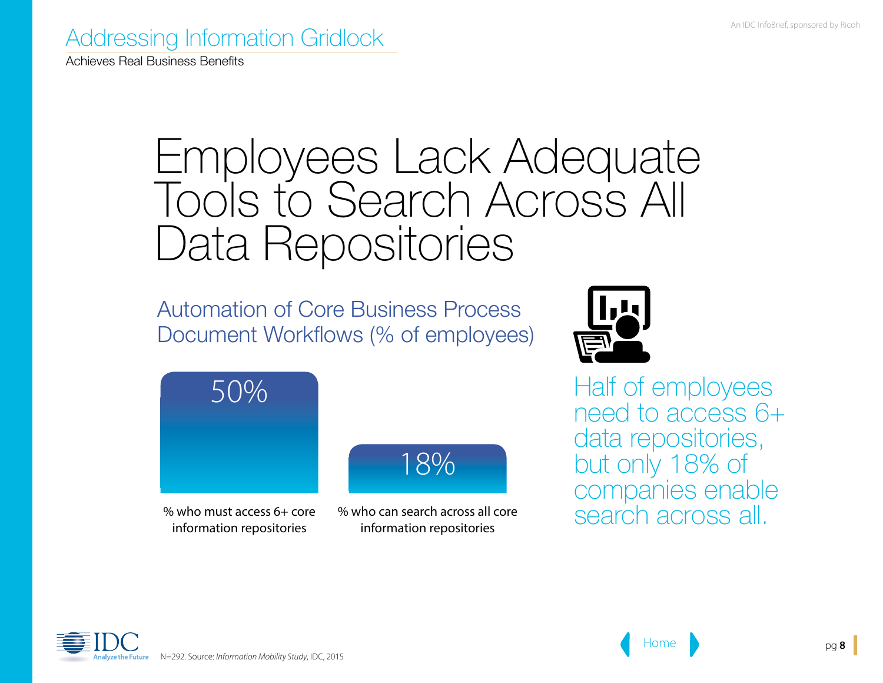# Employees Lack Adequate Tools to Search Across All Data Repositories

## Automation of Core Business Process Document Workflows (% of employees)

| Measure | % |
|---|---|
| % who must access 6+ core information repositories | 50% |
| % who can search across all core information repositories | 18% |

Half of employees need to access 6+ data repositories, but only 18% of companies enable search across all.

N=292. Source: *Information Mobility Study*, IDC, 2015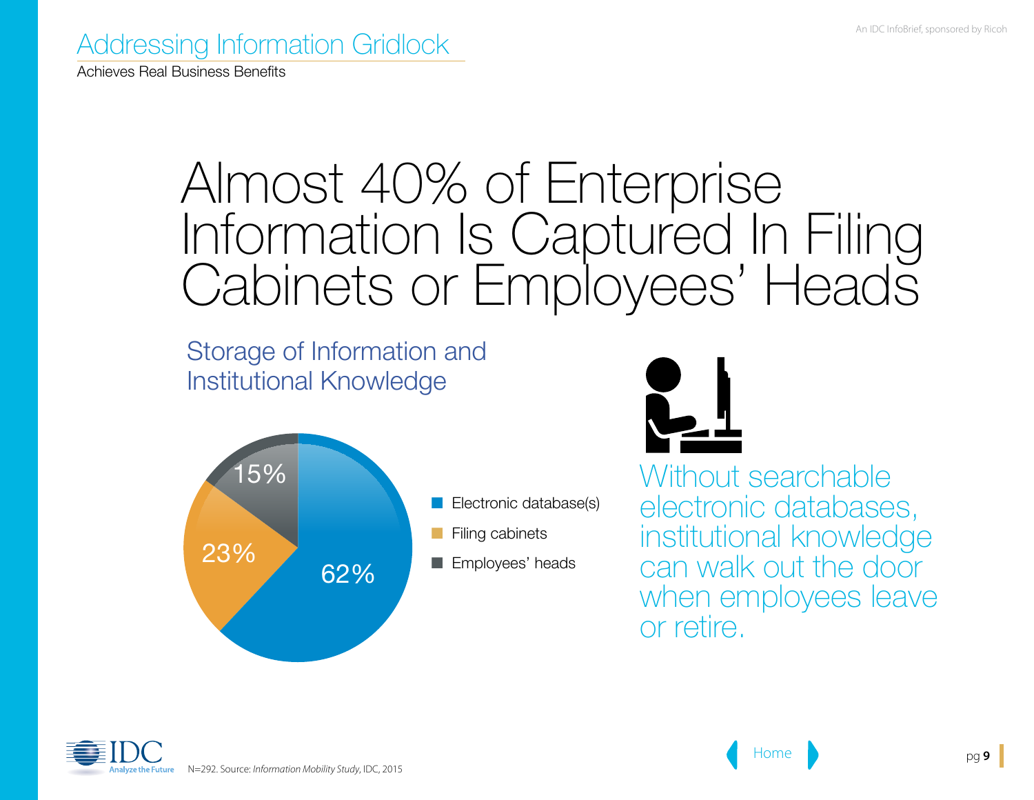# Almost 40% of Enterprise Information Is Captured In Filing Cabinets or Employees' Heads

## Storage of Information and Institutional Knowledge

| Storage | Share |
|---|---|
| Electronic database(s) | 62% |
| Filing cabinets | 23% |
| Employees' heads | 15% |

Without searchable electronic databases, institutional knowledge can walk out the door when employees leave or retire.

N=292. Source: *Information Mobility Study*, IDC, 2015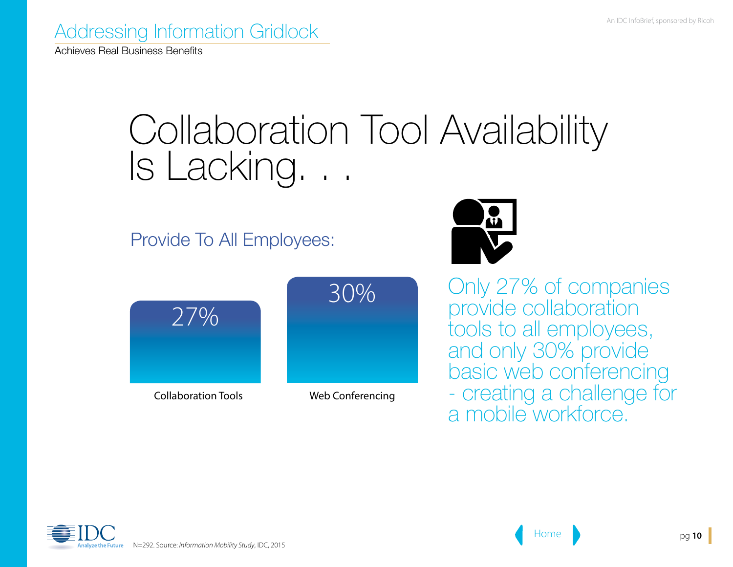# Collaboration Tool Availability Is Lacking. . .

## Provide To All Employees:

| Collaboration Tools | Web Conferencing |
|---|---|
| 27% | 30% |

Only 27% of companies provide collaboration tools to all employees, and only 30% provide basic web conferencing - creating a challenge for a mobile workforce.

N=292. Source: *Information Mobility Study*, IDC, 2015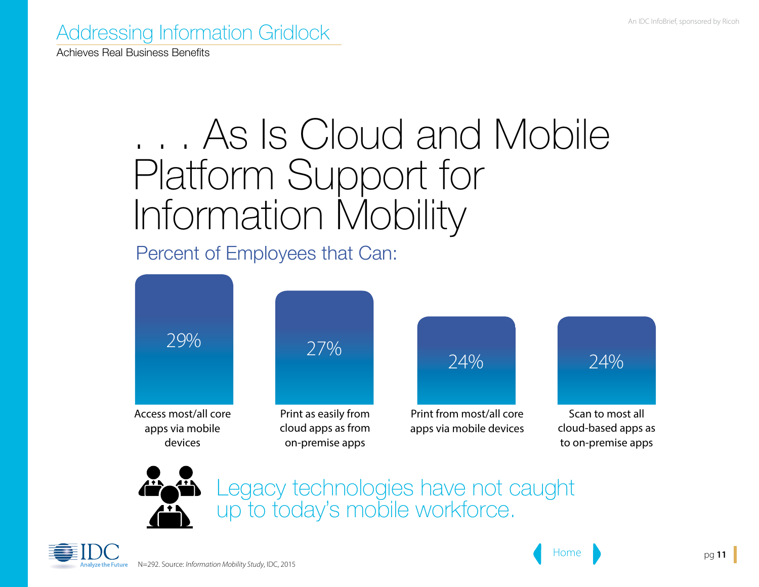# . . . As Is Cloud and Mobile Platform Support for Information Mobility

## Percent of Employees that Can:

| Capability | Percent |
|---|---|
| Access most/all core apps via mobile devices | 29% |
| Print as easily from cloud apps as from on-premise apps | 27% |
| Print from most/all core apps via mobile devices | 24% |
| Scan to most all cloud-based apps as to on-premise apps | 24% |

Legacy technologies have not caught up to today's mobile workforce.

N=292. Source: *Information Mobility Study*, IDC, 2015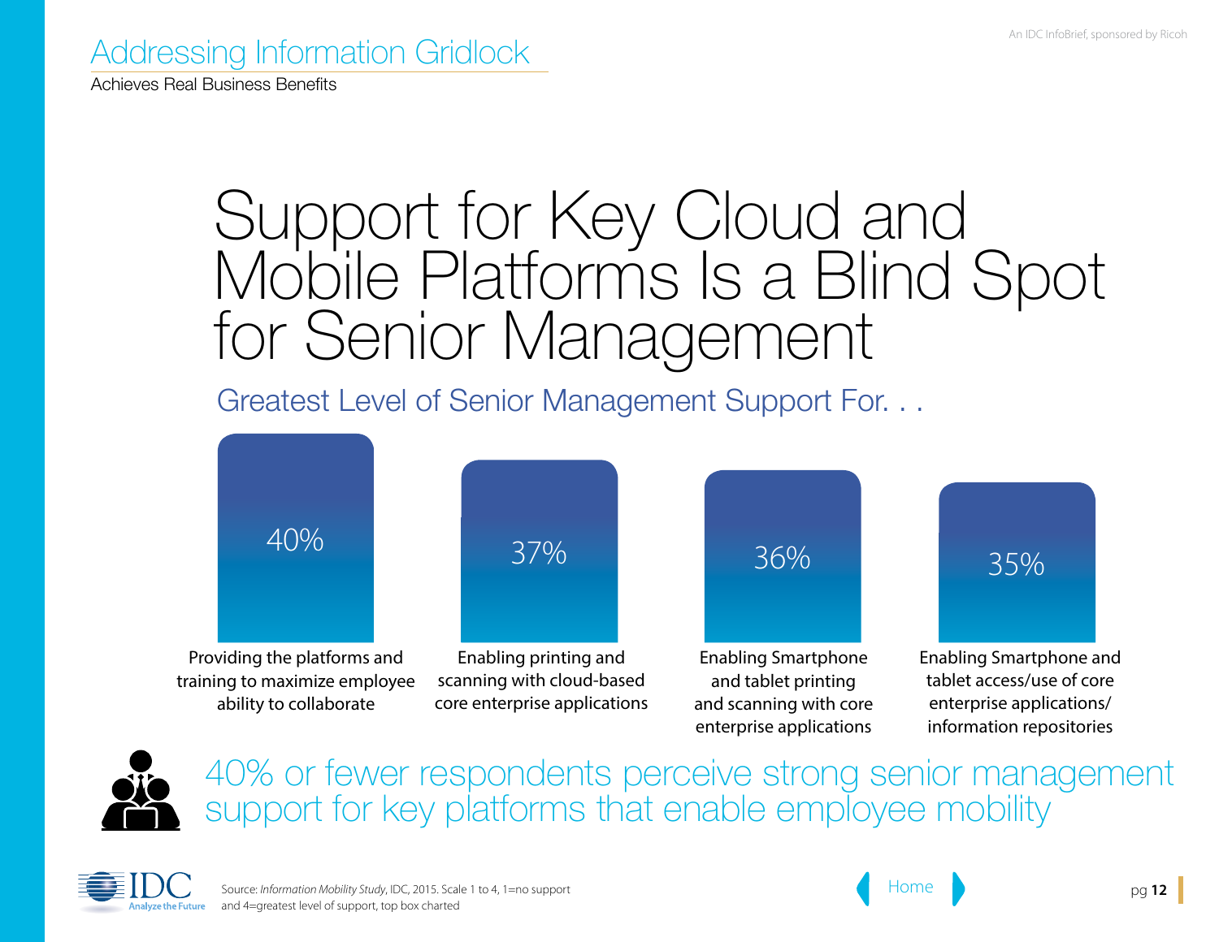# Support for Key Cloud and Mobile Platforms Is a Blind Spot for Senior Management

## Greatest Level of Senior Management Support For. . .

| Item | Percentage |
|---|---|
| Providing the platforms and training to maximize employee ability to collaborate | 40% |
| Enabling printing and scanning with cloud-based core enterprise applications | 37% |
| Enabling Smartphone and tablet printing and scanning with core enterprise applications | 36% |
| Enabling Smartphone and tablet access/use of core enterprise applications/ information repositories | 35% |

40% or fewer respondents perceive strong senior management support for key platforms that enable employee mobility

Source: *Information Mobility Study*, IDC, 2015. Scale 1 to 4, 1=no support and 4=greatest level of support, top box charted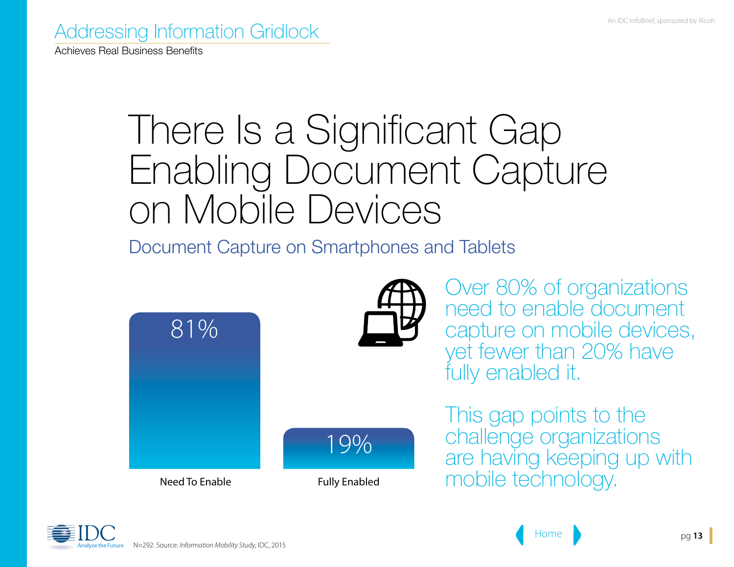# There Is a Significant Gap Enabling Document Capture on Mobile Devices

## Document Capture on Smartphones and Tablets

| Need To Enable | Fully Enabled |
| --- | --- |
| 81% | 19% |

Over 80% of organizations need to enable document capture on mobile devices, yet fewer than 20% have fully enabled it.

This gap points to the challenge organizations are having keeping up with mobile technology.

N=292. Source: *Information Mobility Study*, IDC, 2015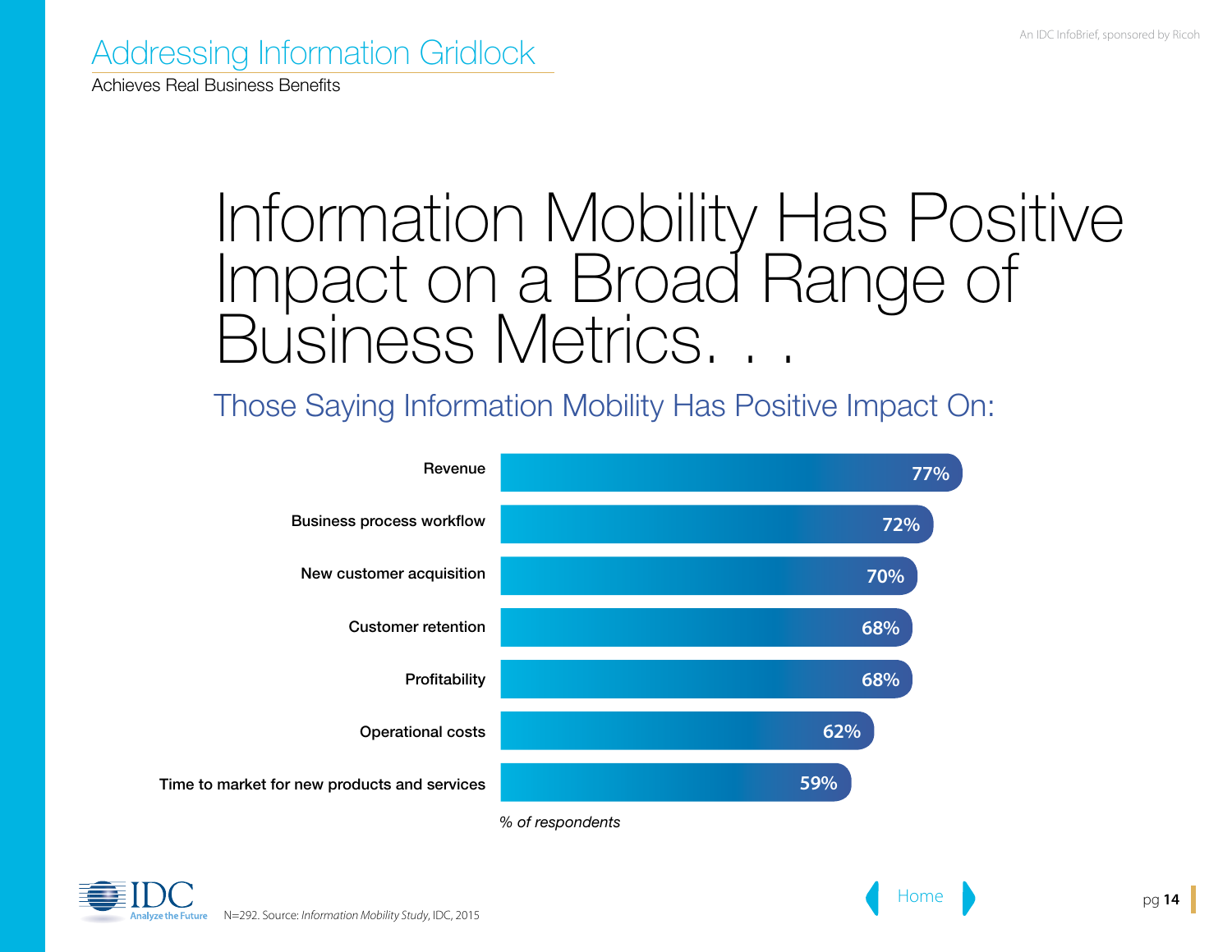# Information Mobility Has Positive Impact on a Broad Range of Business Metrics. . .

## Those Saying Information Mobility Has Positive Impact On:

| Metric | % of respondents |
| --- | --- |
| Revenue | 77% |
| Business process workflow | 72% |
| New customer acquisition | 70% |
| Customer retention | 68% |
| Profitability | 68% |
| Operational costs | 62% |
| Time to market for new products and services | 59% |

*% of respondents*

N=292. Source: *Information Mobility Study*, IDC, 2015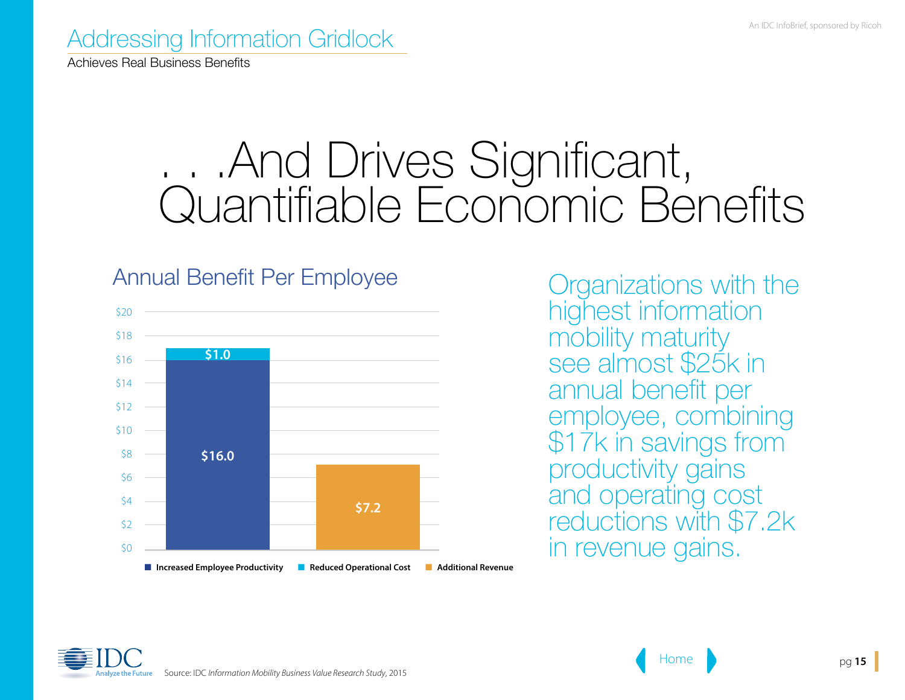# Addressing Information Gridlock

Achieves Real Business Benefits

# . . .And Drives Significant, Quantifiable Economic Benefits

## Annual Benefit Per Employee

| | Increased Employee Productivity | Reduced Operational Cost | Additional Revenue |
|---|---|---|---|
| Bar 1 | $16.0 | $1.0 | |
| Bar 2 | | | $7.2 |

Organizations with the highest information mobility maturity see almost $25k in annual benefit per employee, combining $17k in savings from productivity gains and operating cost reductions with $7.2k in revenue gains.

Source: IDC *Information Mobility Business Value Research Study*, 2015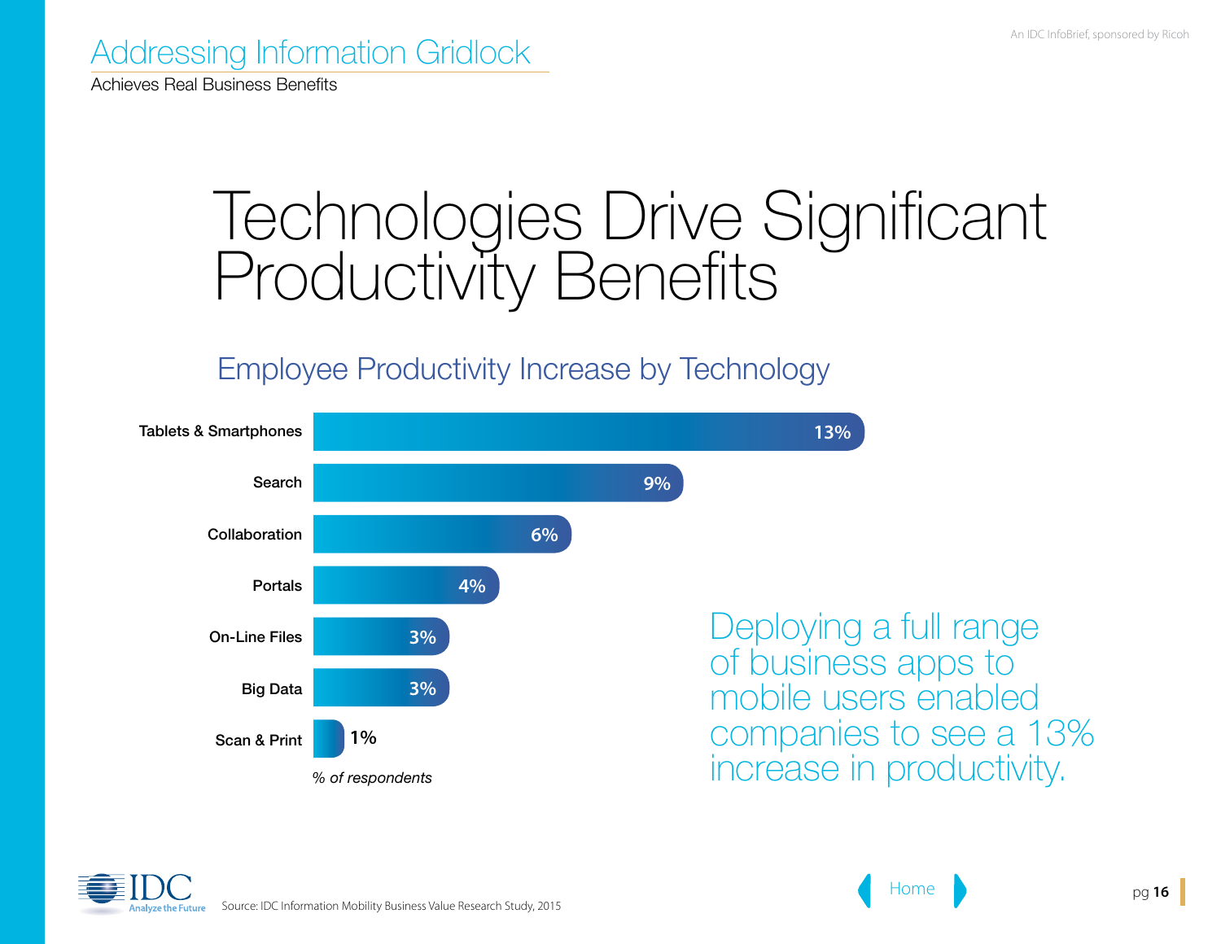# Technologies Drive Significant Productivity Benefits

## Employee Productivity Increase by Technology

| Technology | % of respondents |
|---|---|
| Tablets & Smartphones | 13% |
| Search | 9% |
| Collaboration | 6% |
| Portals | 4% |
| On-Line Files | 3% |
| Big Data | 3% |
| Scan & Print | 1% |

*% of respondents*

Deploying a full range of business apps to mobile users enabled companies to see a 13% increase in productivity.

Source: IDC Information Mobility Business Value Research Study, 2015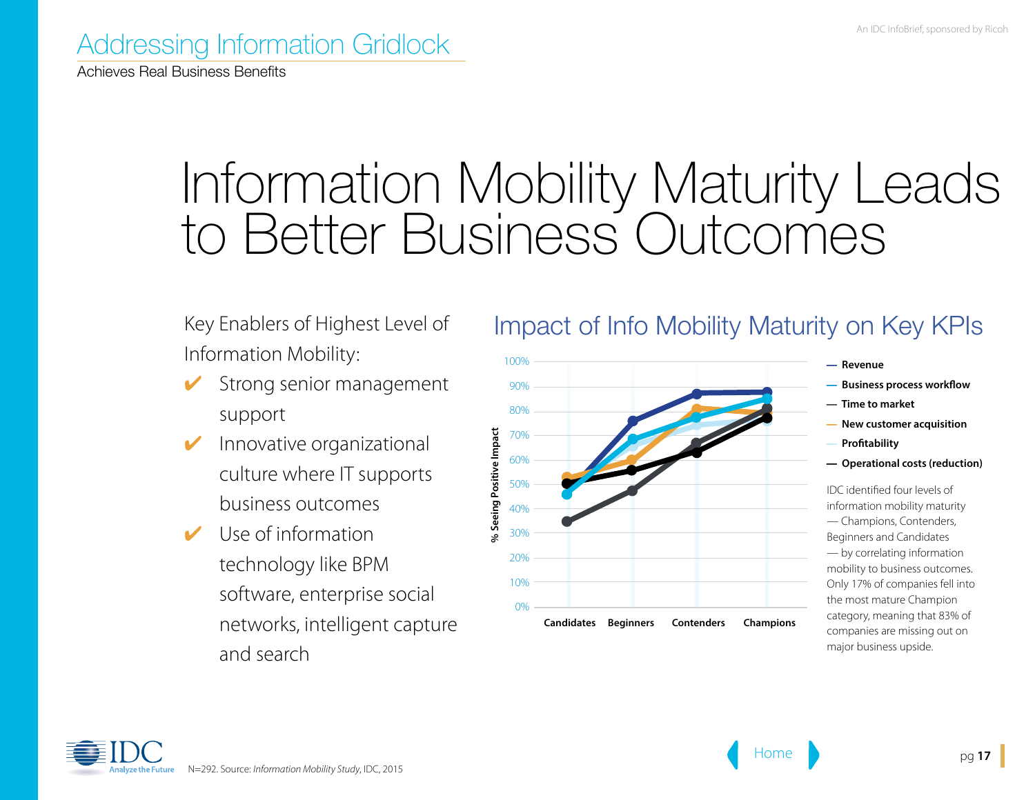# Information Mobility Maturity Leads to Better Business Outcomes

Key Enablers of Highest Level of Information Mobility:

- ✔ Strong senior management support
- ✔ Innovative organizational culture where IT supports business outcomes
- ✔ Use of information technology like BPM software, enterprise social networks, intelligent capture and search

## Impact of Info Mobility Maturity on Key KPIs

% Seeing Positive Impact (0%–100%) across Candidates, Beginners, Contenders, Champions

- Revenue
- Business process workflow
- Time to market
- New customer acquisition
- Profitability
- Operational costs (reduction)

IDC identified four levels of information mobility maturity — Champions, Contenders, Beginners and Candidates — by correlating information mobility to business outcomes. Only 17% of companies fell into the most mature Champion category, meaning that 83% of companies are missing out on major business upside.

N=292. Source: *Information Mobility Study*, IDC, 2015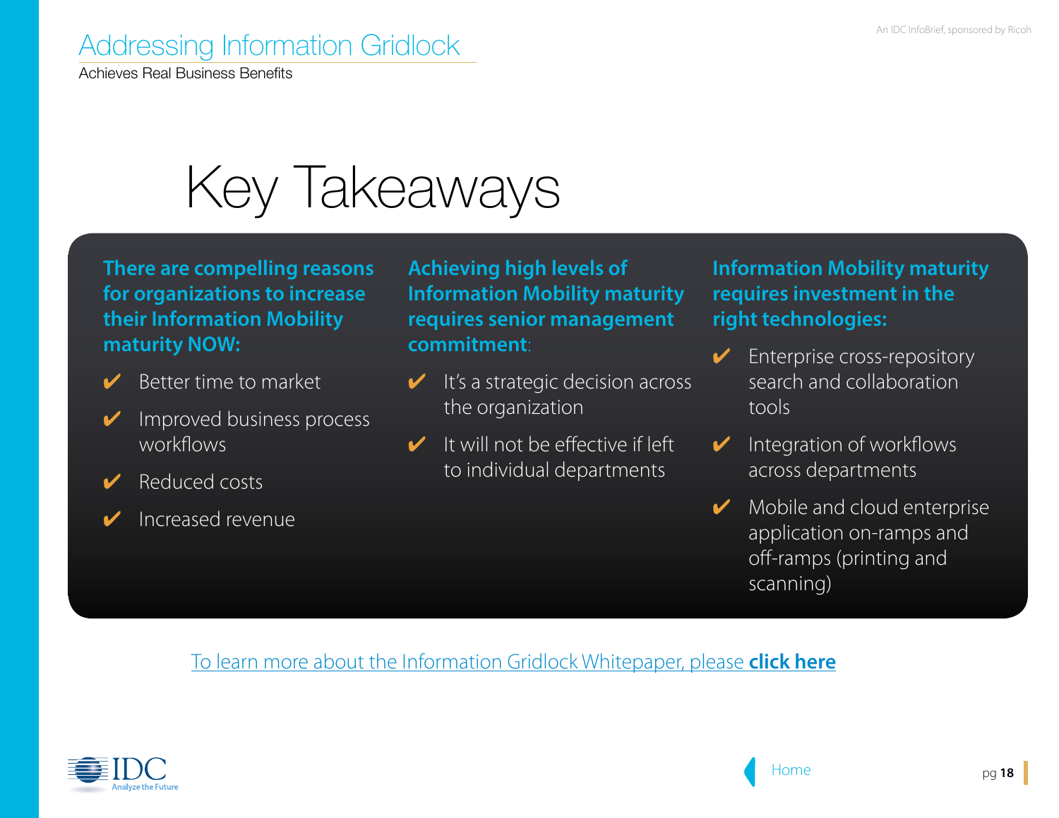# Key Takeaways

**There are compelling reasons for organizations to increase their Information Mobility maturity NOW:**

- ✔ Better time to market
- ✔ Improved business process workflows
- ✔ Reduced costs
- ✔ Increased revenue

**Achieving high levels of Information Mobility maturity requires senior management commitment:**

- ✔ It's a strategic decision across the organization
- ✔ It will not be effective if left to individual departments

**Information Mobility maturity requires investment in the right technologies:**

- ✔ Enterprise cross-repository search and collaboration tools
- ✔ Integration of workflows across departments
- ✔ Mobile and cloud enterprise application on-ramps and off-ramps (printing and scanning)

To learn more about the Information Gridlock Whitepaper, please **click here**